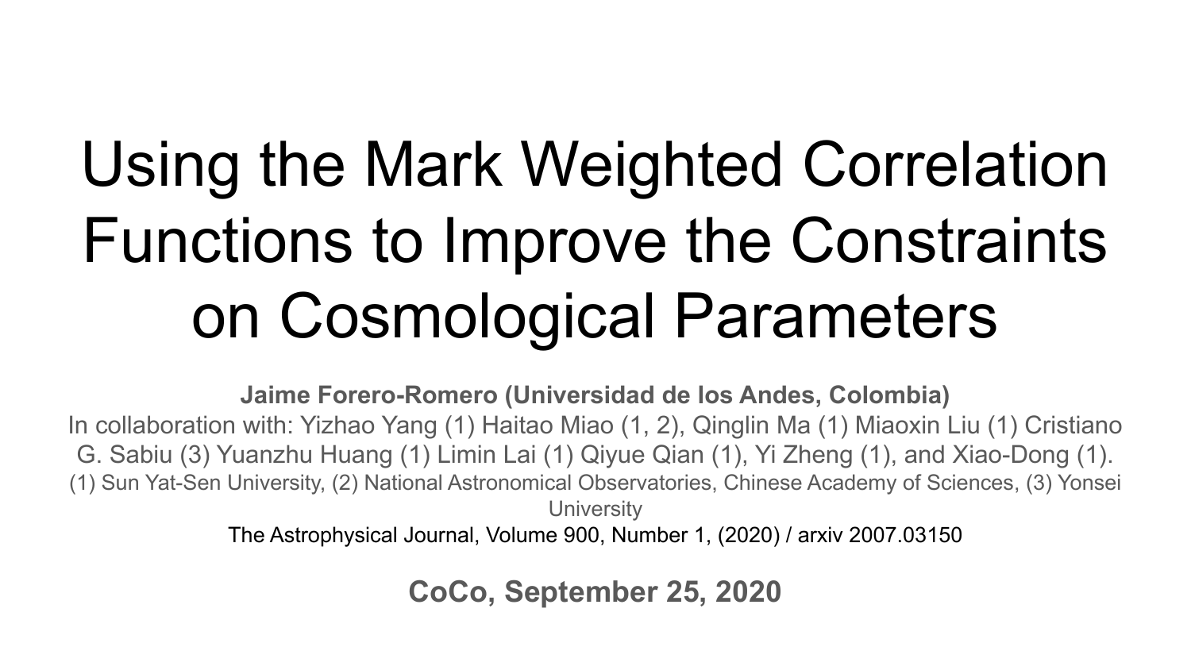# Using the Mark Weighted Correlation Functions to Improve the Constraints on Cosmological Parameters

**Jaime Forero-Romero (Universidad de los Andes, Colombia)**

In collaboration with: Yizhao Yang (1) Haitao Miao (1, 2), Qinglin Ma (1) Miaoxin Liu (1) Cristiano G. Sabiu (3) Yuanzhu Huang (1) Limin Lai (1) Qiyue Qian (1), Yi Zheng (1), and Xiao-Dong (1).

(1) Sun Yat-Sen University, (2) National Astronomical Observatories, Chinese Academy of Sciences, (3) Yonsei University

The Astrophysical Journal, Volume 900, Number 1, (2020) / arxiv 2007.03150

**CoCo, September 25, 2020**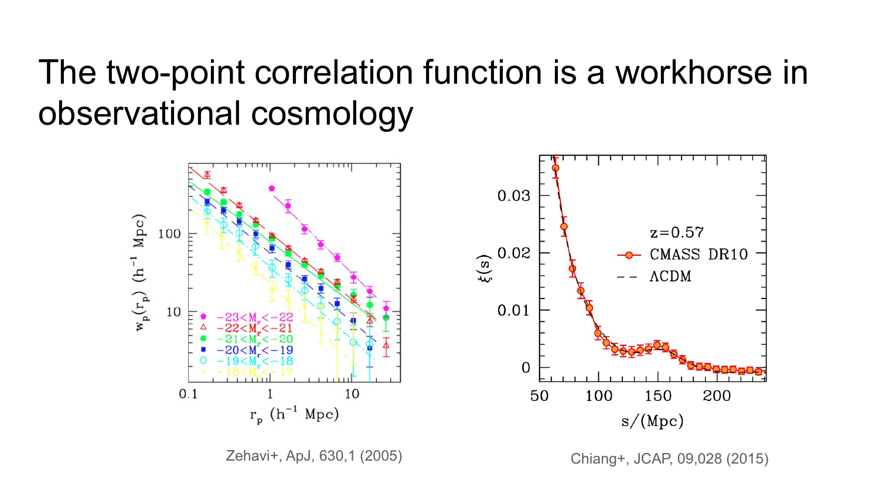# The two-point correlation function is a workhorse in observational cosmology

Zehavi+, ApJ, 630,1 (2005)

Chiang+, JCAP, 09,028 (2015)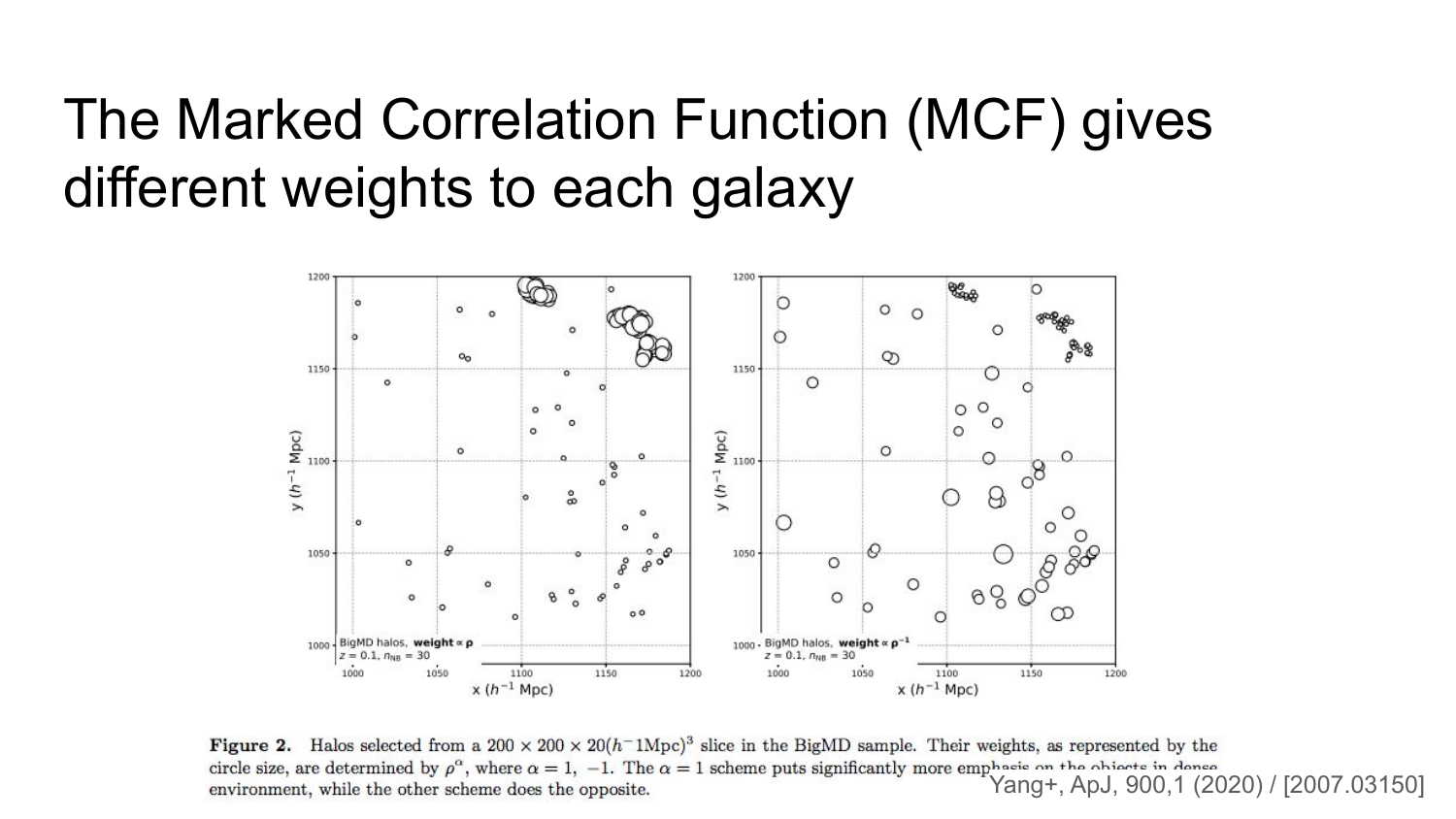# The Marked Correlation Function (MCF) gives different weights to each galaxy

**Figure 2.** Halos selected from a $200 \times 200 \times 20(h^{-1}\text{Mpc})^3$ slice in the BigMD sample. Their weights, as represented by the circle size, are determined by $\rho^{\alpha}$, where $\alpha = 1, -1$. The $\alpha = 1$ scheme puts significantly more emphasis on the objects in dense environment, while the other scheme does the opposite.

Yang+, ApJ, 900,1 (2020) / [2007.03150]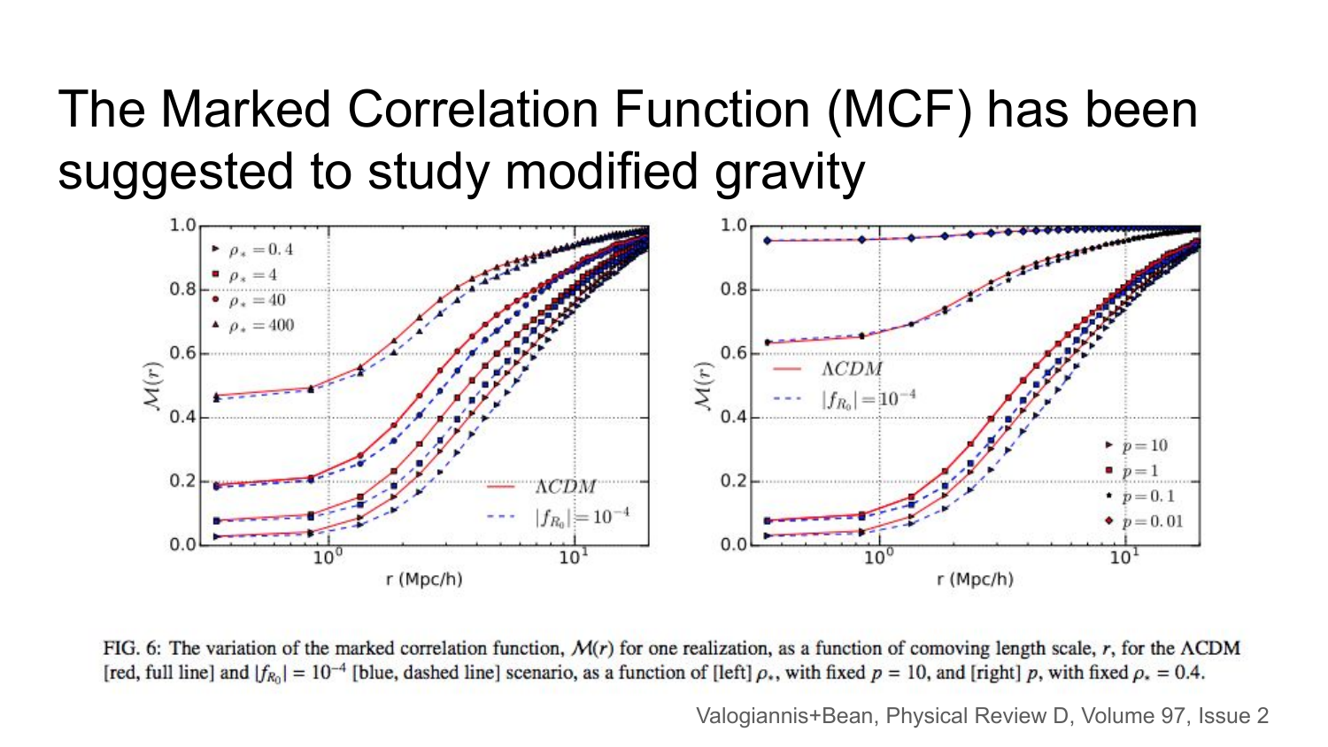# The Marked Correlation Function (MCF) has been suggested to study modified gravity

FIG. 6: The variation of the marked correlation function, $\mathcal{M}(r)$ for one realization, as a function of comoving length scale, $r$, for the $\Lambda$CDM [red, full line] and $|f_{R_0}| = 10^{-4}$ [blue, dashed line] scenario, as a function of [left] $\rho_*$, with fixed $p = 10$, and [right] $p$, with fixed $\rho_* = 0.4$.

Valogiannis+Bean, Physical Review D, Volume 97, Issue 2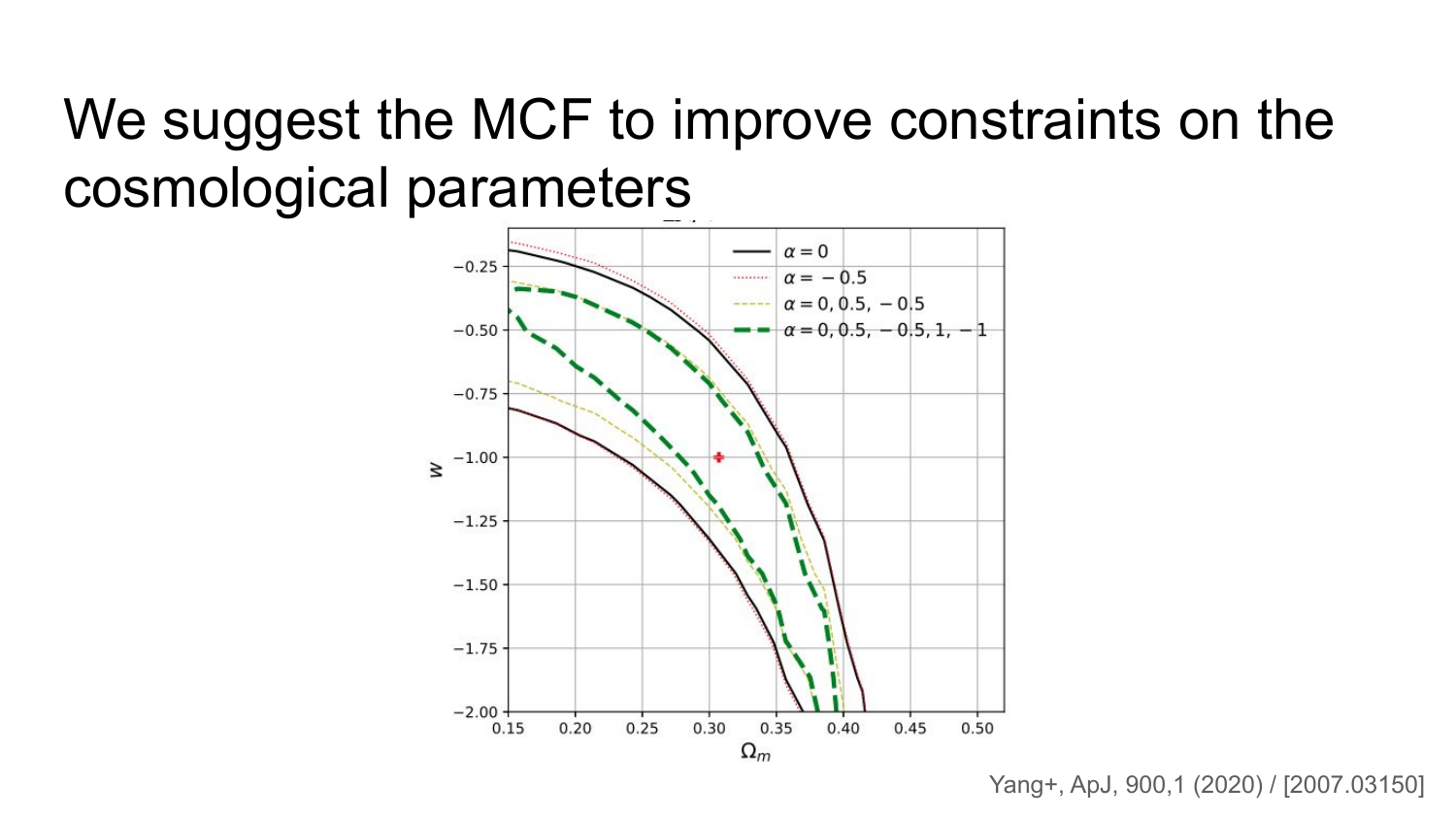# We suggest the MCF to improve constraints on the cosmological parameters

Yang+, ApJ, 900,1 (2020) / [2007.03150]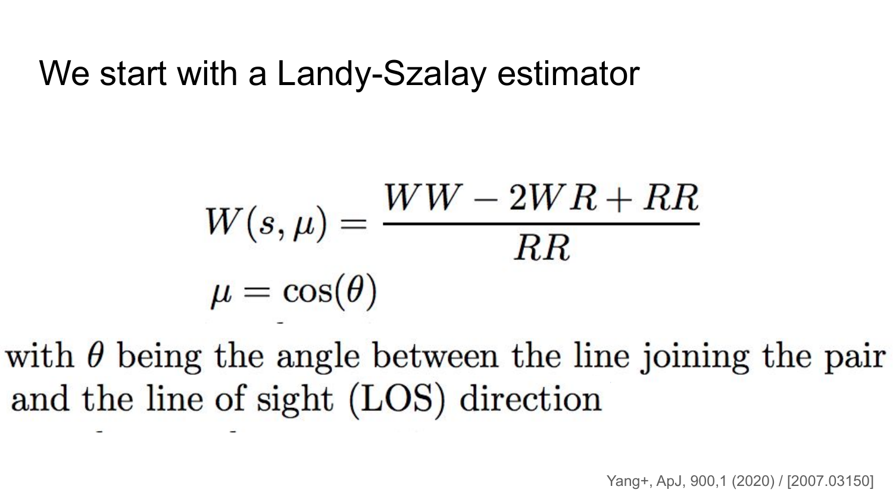# We start with a Landy-Szalay estimator

$$W(s,\mu) = \frac{WW - 2WR + RR}{RR}$$

$$\mu = \cos(\theta)$$

with $\theta$ being the angle between the line joining the pair and the line of sight (LOS) direction

Yang+, ApJ, 900,1 (2020) / [2007.03150]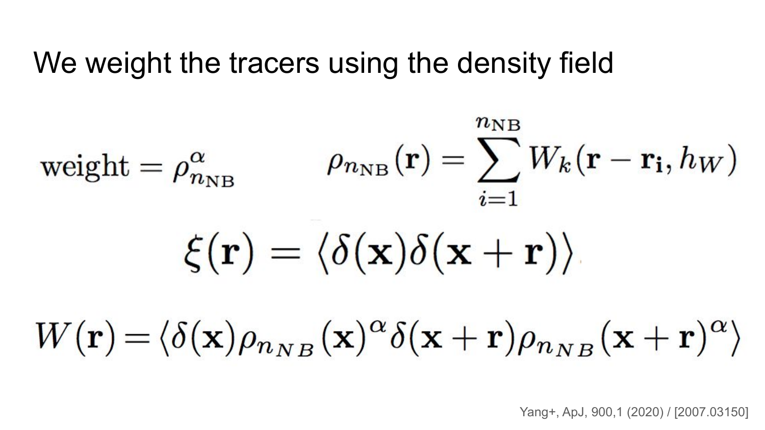# We weight the tracers using the density field

$$\text{weight} = \rho_{n_{\mathrm{NB}}}^{\alpha} \qquad \rho_{n_{\mathrm{NB}}}(\mathbf{r}) = \sum_{i=1}^{n_{\mathrm{NB}}} W_k(\mathbf{r} - \mathbf{r_i}, h_W)$$

$$\xi(\mathbf{r}) = \langle \delta(\mathbf{x}) \delta(\mathbf{x} + \mathbf{r}) \rangle$$

$$W(\mathbf{r}) = \langle \delta(\mathbf{x}) \rho_{n_{NB}}(\mathbf{x})^{\alpha} \delta(\mathbf{x} + \mathbf{r}) \rho_{n_{NB}}(\mathbf{x} + \mathbf{r})^{\alpha} \rangle$$

Yang+, ApJ, 900,1 (2020) / [2007.03150]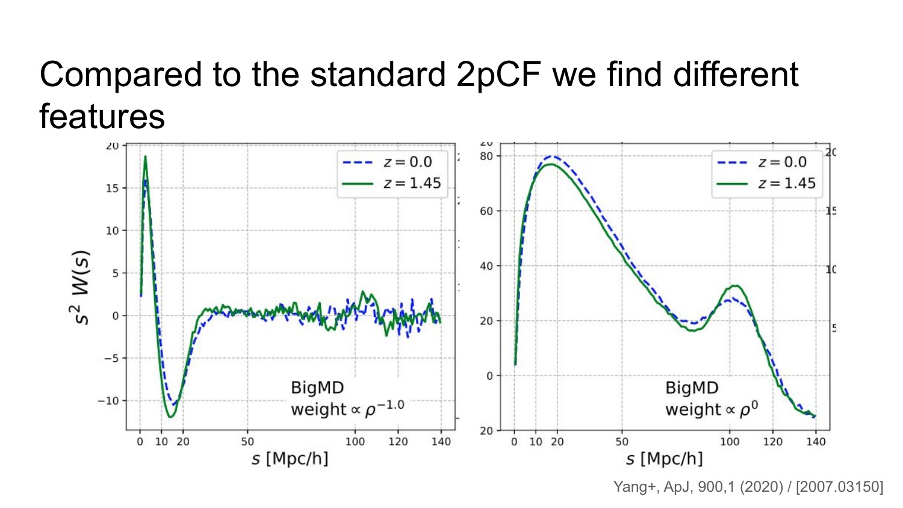# Compared to the standard 2pCF we find different features

Yang+, ApJ, 900,1 (2020) / [2007.03150]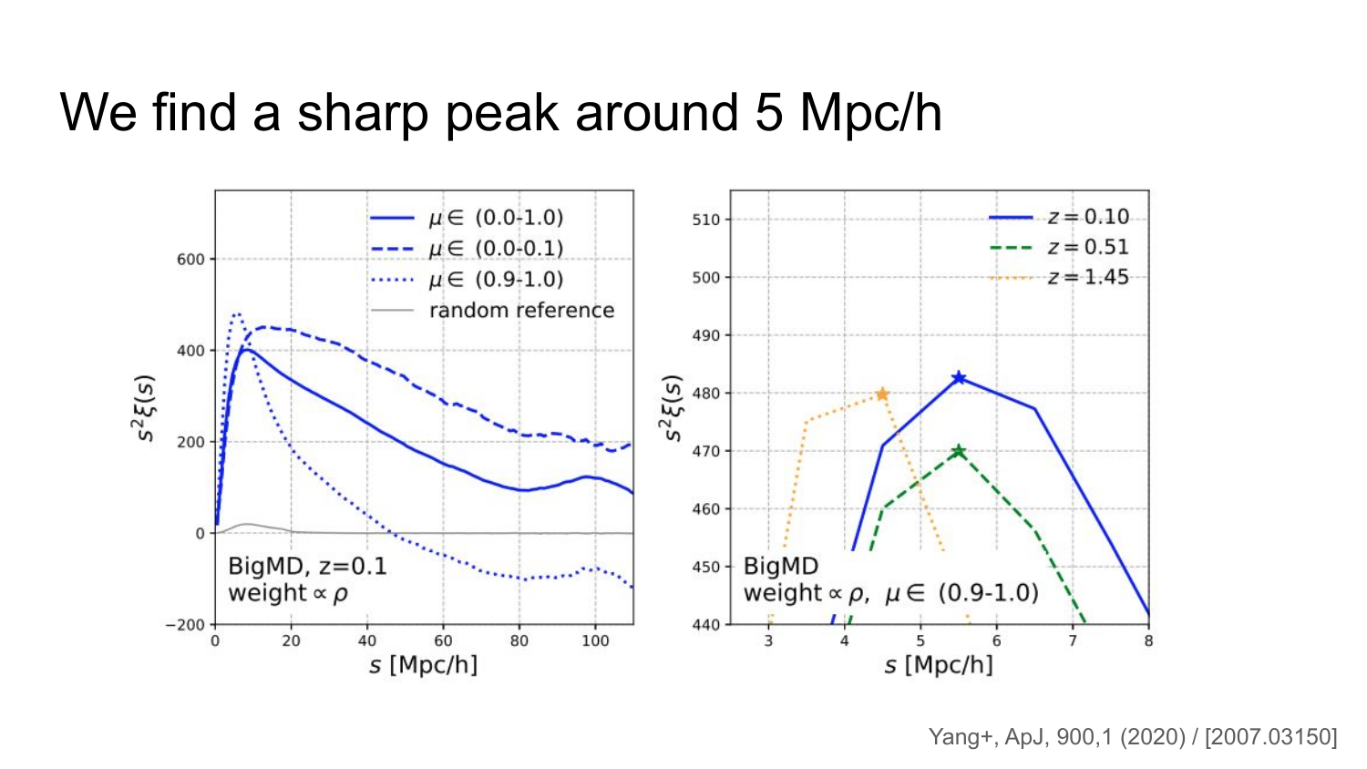# We find a sharp peak around 5 Mpc/h

Yang+, ApJ, 900,1 (2020) / [2007.03150]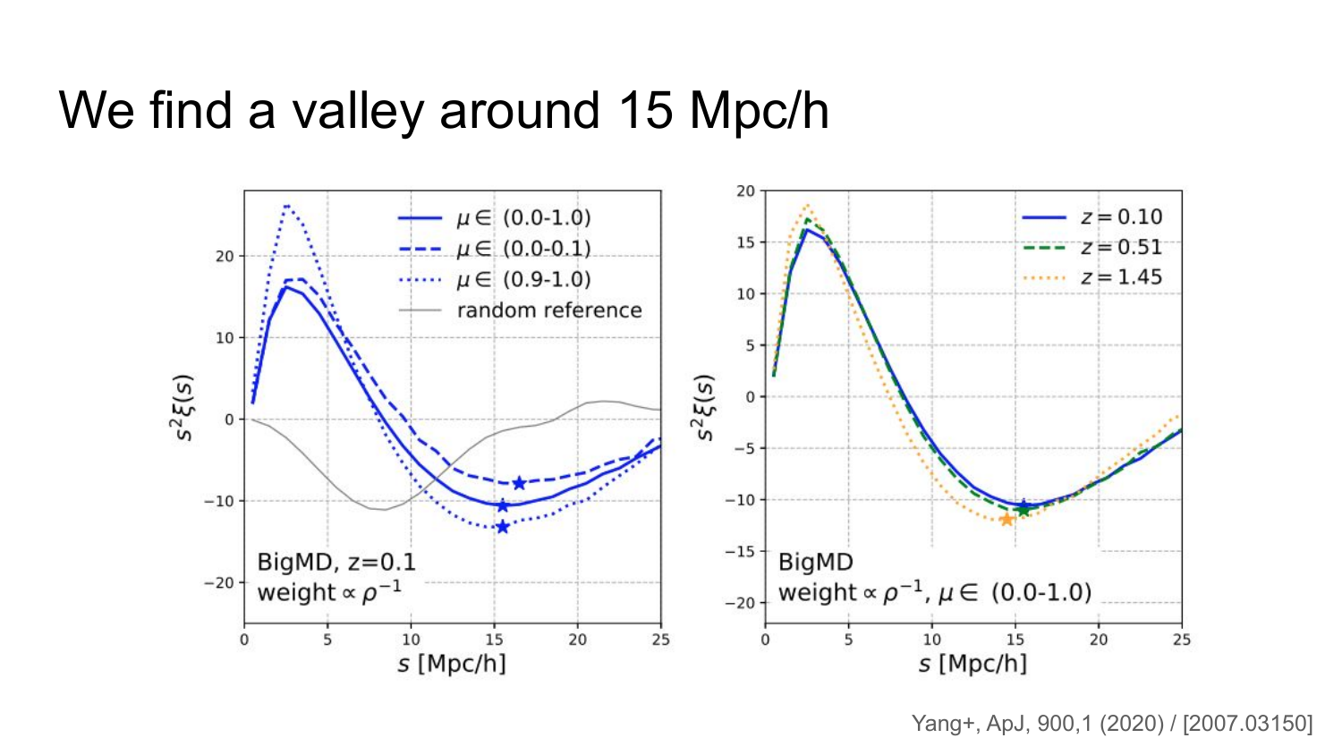# We find a valley around 15 Mpc/h

Yang+, ApJ, 900,1 (2020) / [2007.03150]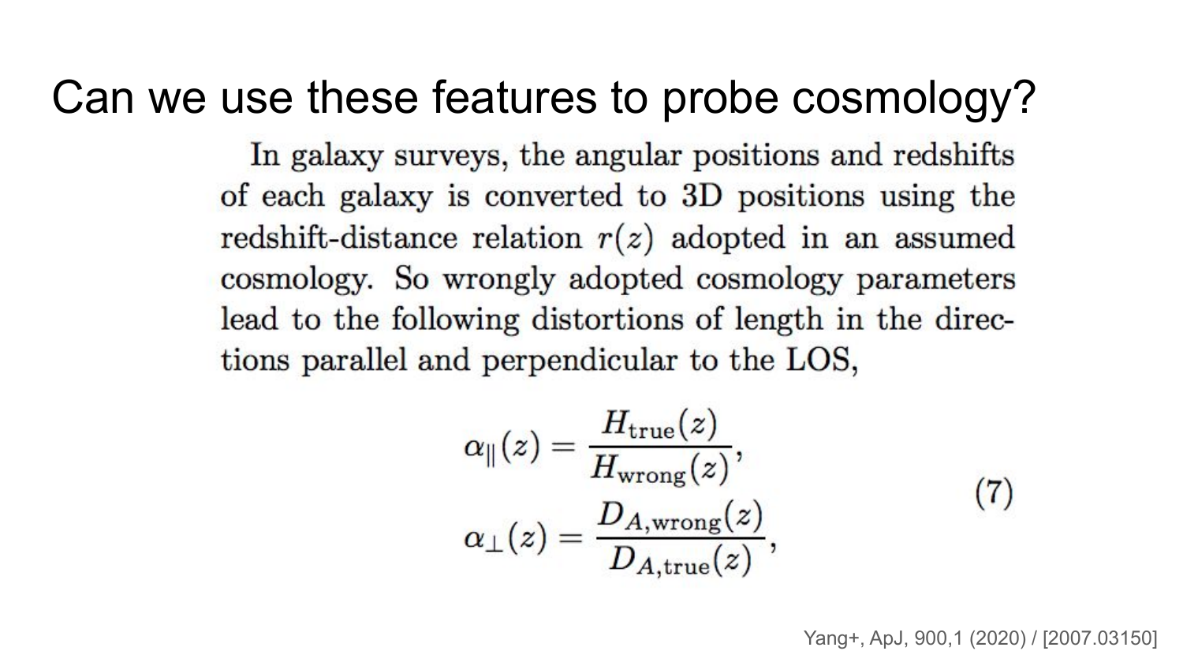# Can we use these features to probe cosmology?

In galaxy surveys, the angular positions and redshifts of each galaxy is converted to 3D positions using the redshift-distance relation $r(z)$ adopted in an assumed cosmology. So wrongly adopted cosmology parameters lead to the following distortions of length in the directions parallel and perpendicular to the LOS,

$$
\begin{aligned}
\alpha_{\parallel}(z) &= \frac{H_{\rm true}(z)}{H_{\rm wrong}(z)}, \\
\alpha_{\perp}(z) &= \frac{D_{A,\rm wrong}(z)}{D_{A,\rm true}(z)},
\end{aligned}
\tag{7}
$$

Yang+, ApJ, 900,1 (2020) / [2007.03150]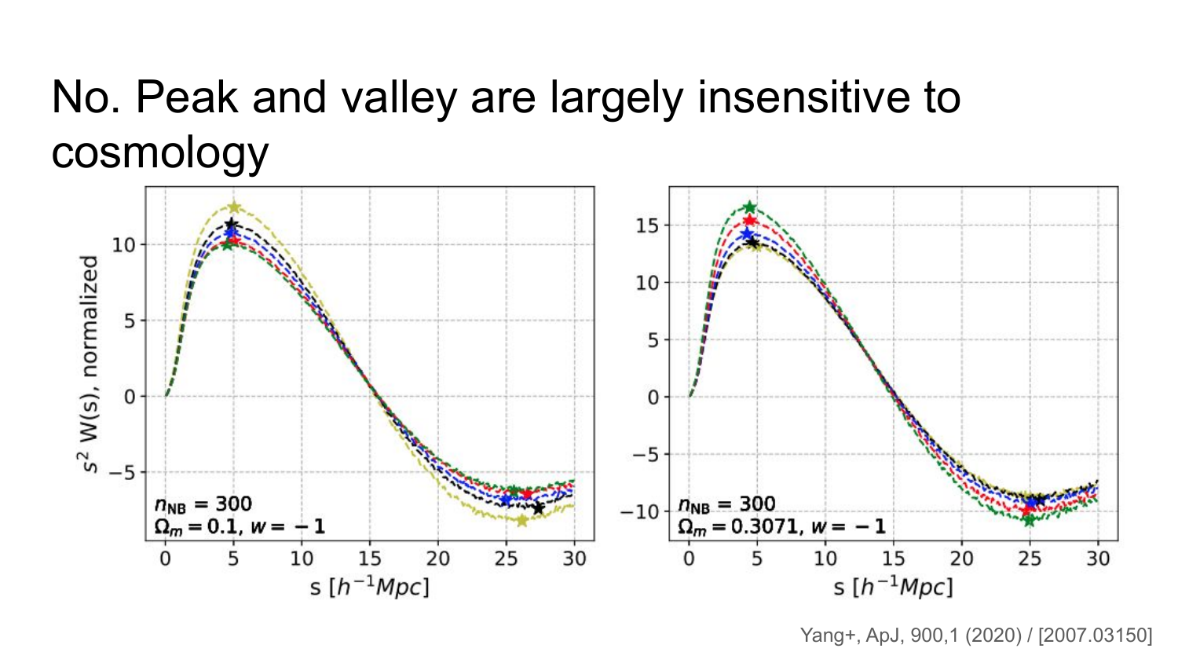# No. Peak and valley are largely insensitive to cosmology

Yang+, ApJ, 900,1 (2020) / [2007.03150]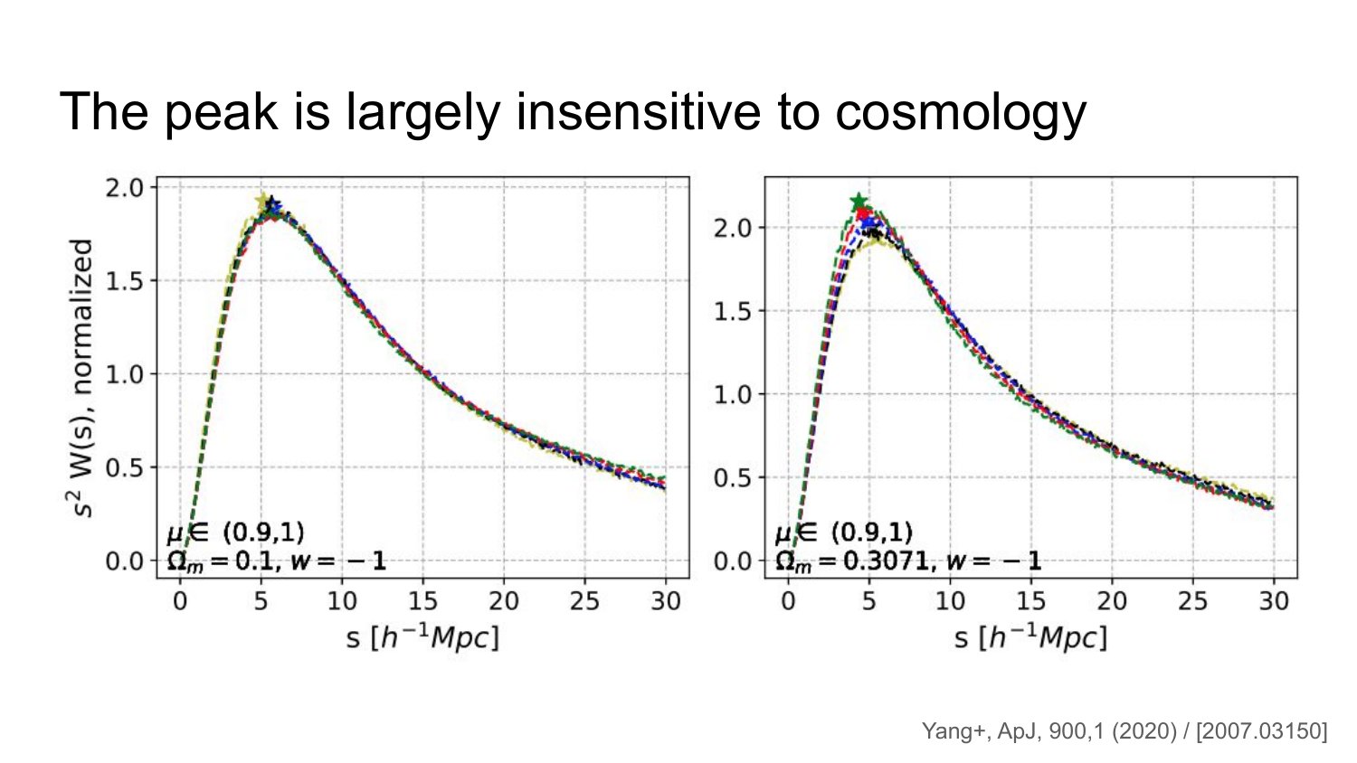# The peak is largely insensitive to cosmology

Yang+, ApJ, 900,1 (2020) / [2007.03150]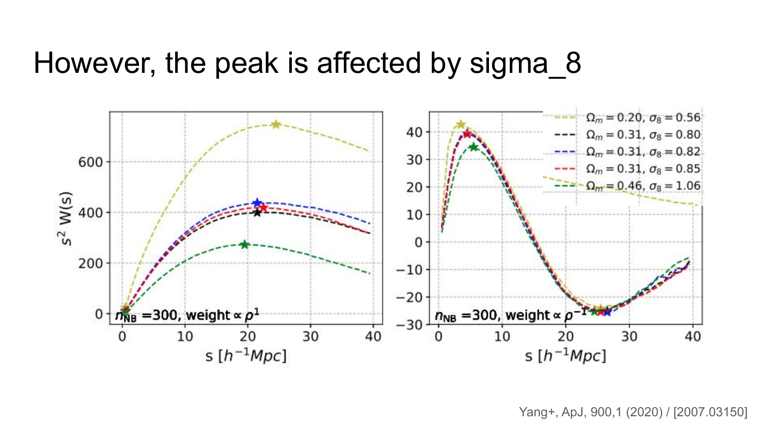# However, the peak is affected by sigma_8

Yang+, ApJ, 900,1 (2020) / [2007.03150]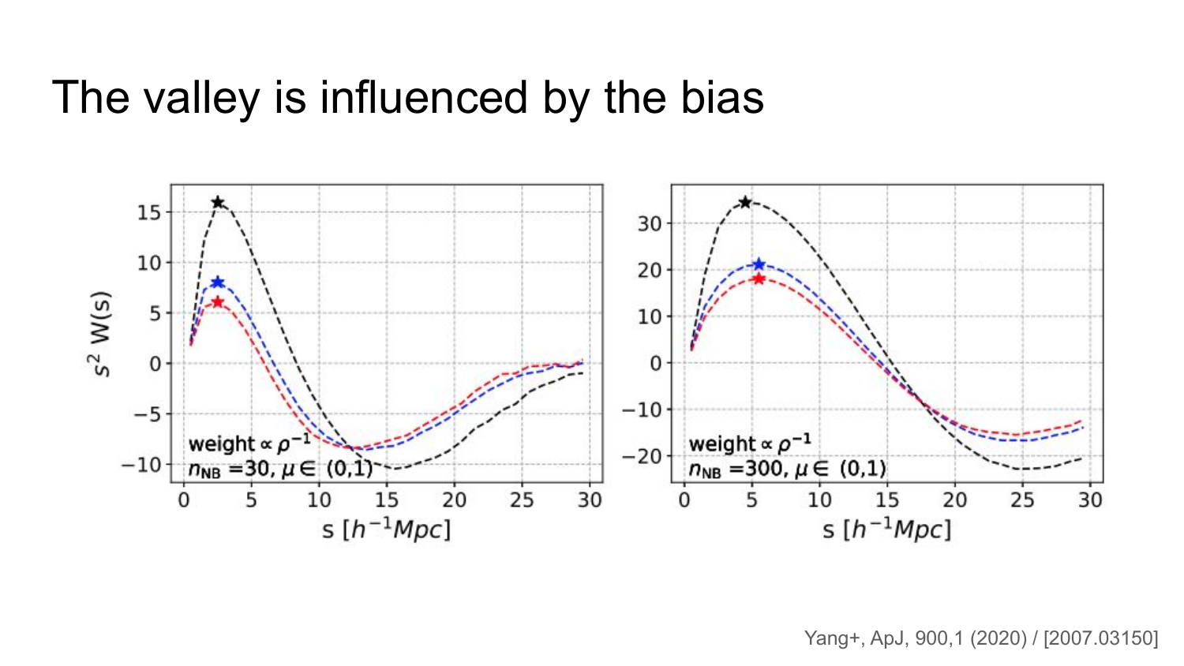# The valley is influenced by the bias

Yang+, ApJ, 900,1 (2020) / [2007.03150]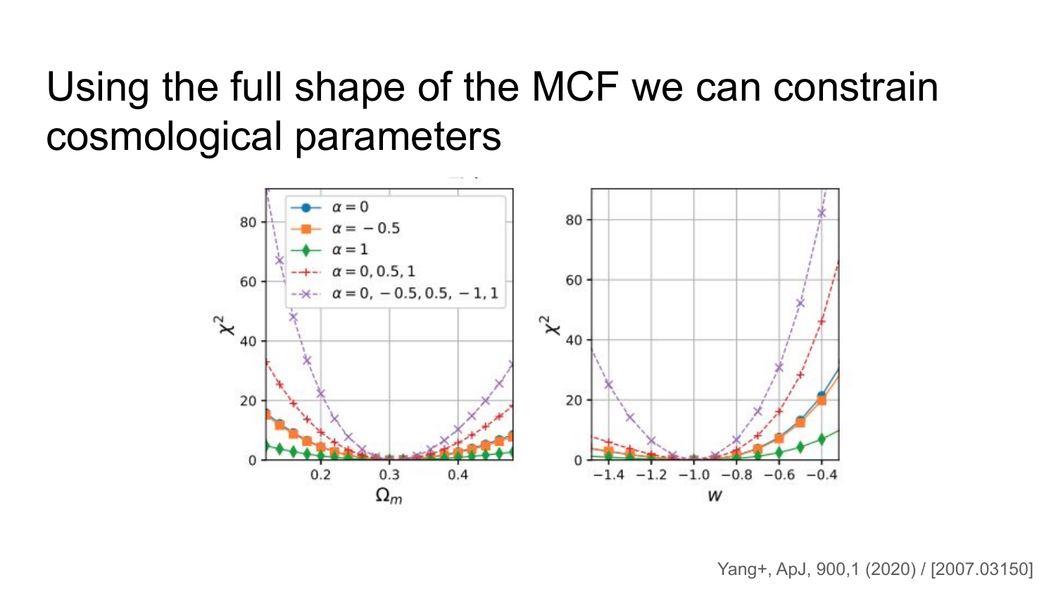# Using the full shape of the MCF we can constrain cosmological parameters

Yang+, ApJ, 900,1 (2020) / [2007.03150]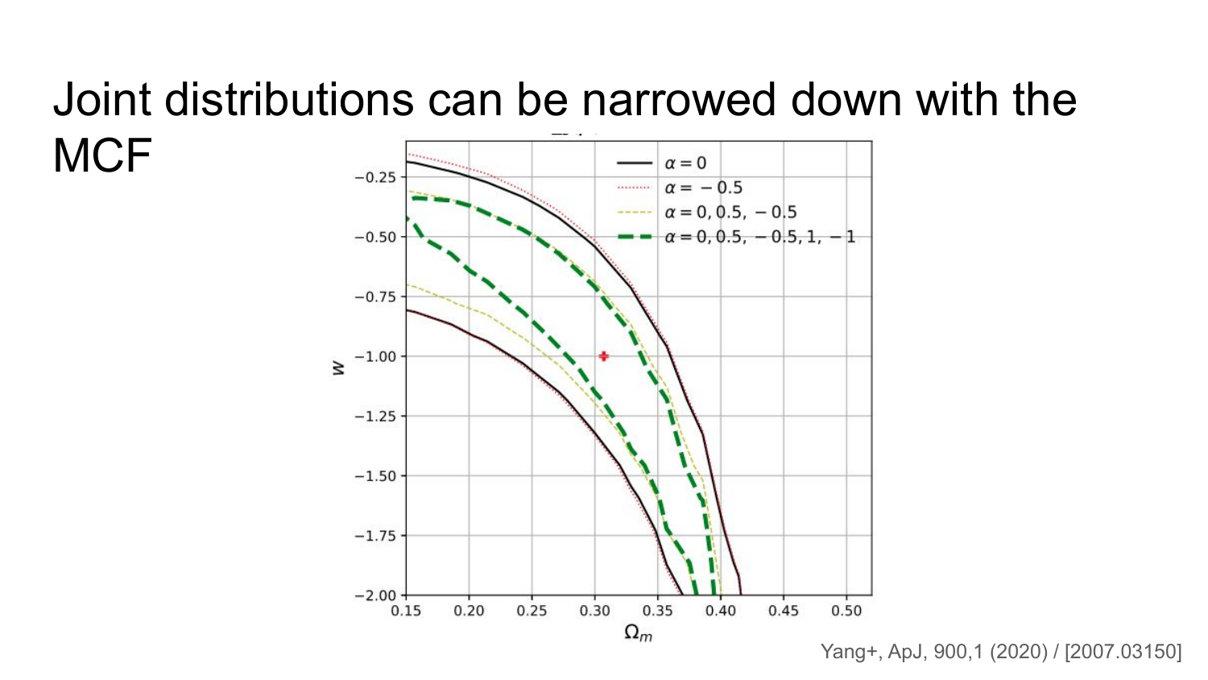# Joint distributions can be narrowed down with the MCF

Yang+, ApJ, 900,1 (2020) / [2007.03150]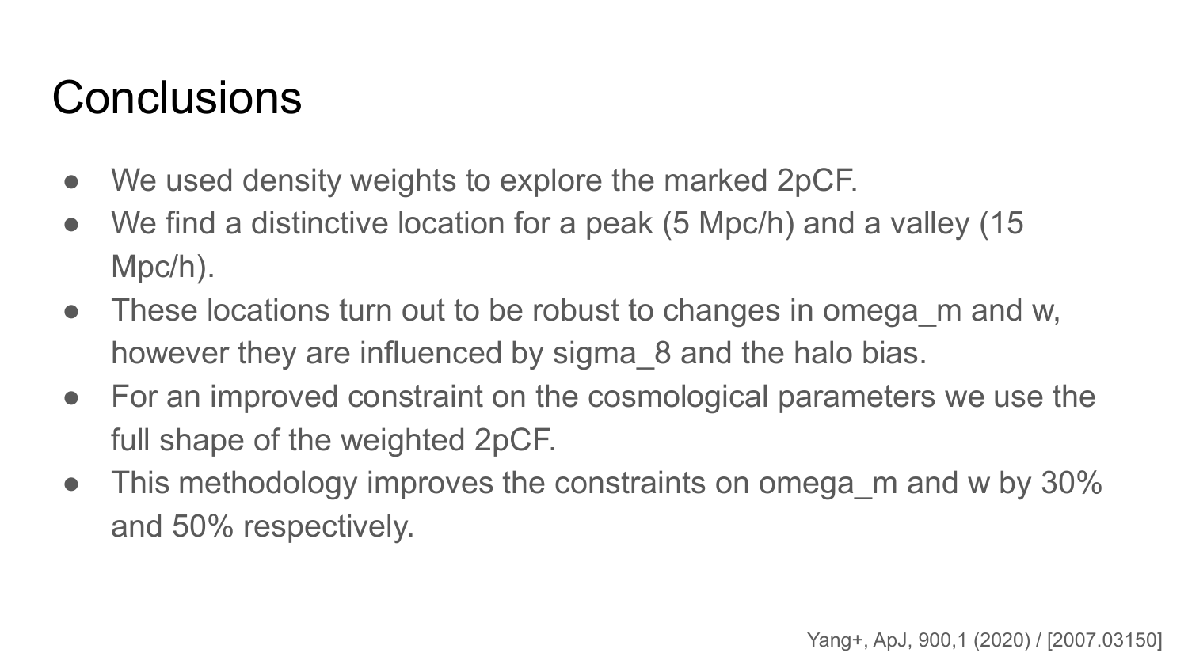# Conclusions

- We used density weights to explore the marked 2pCF.
- We find a distinctive location for a peak (5 Mpc/h) and a valley (15 Mpc/h).
- These locations turn out to be robust to changes in omega_m and w, however they are influenced by sigma_8 and the halo bias.
- For an improved constraint on the cosmological parameters we use the full shape of the weighted 2pCF.
- This methodology improves the constraints on omega_m and w by 30% and 50% respectively.

Yang+, ApJ, 900,1 (2020) / [2007.03150]